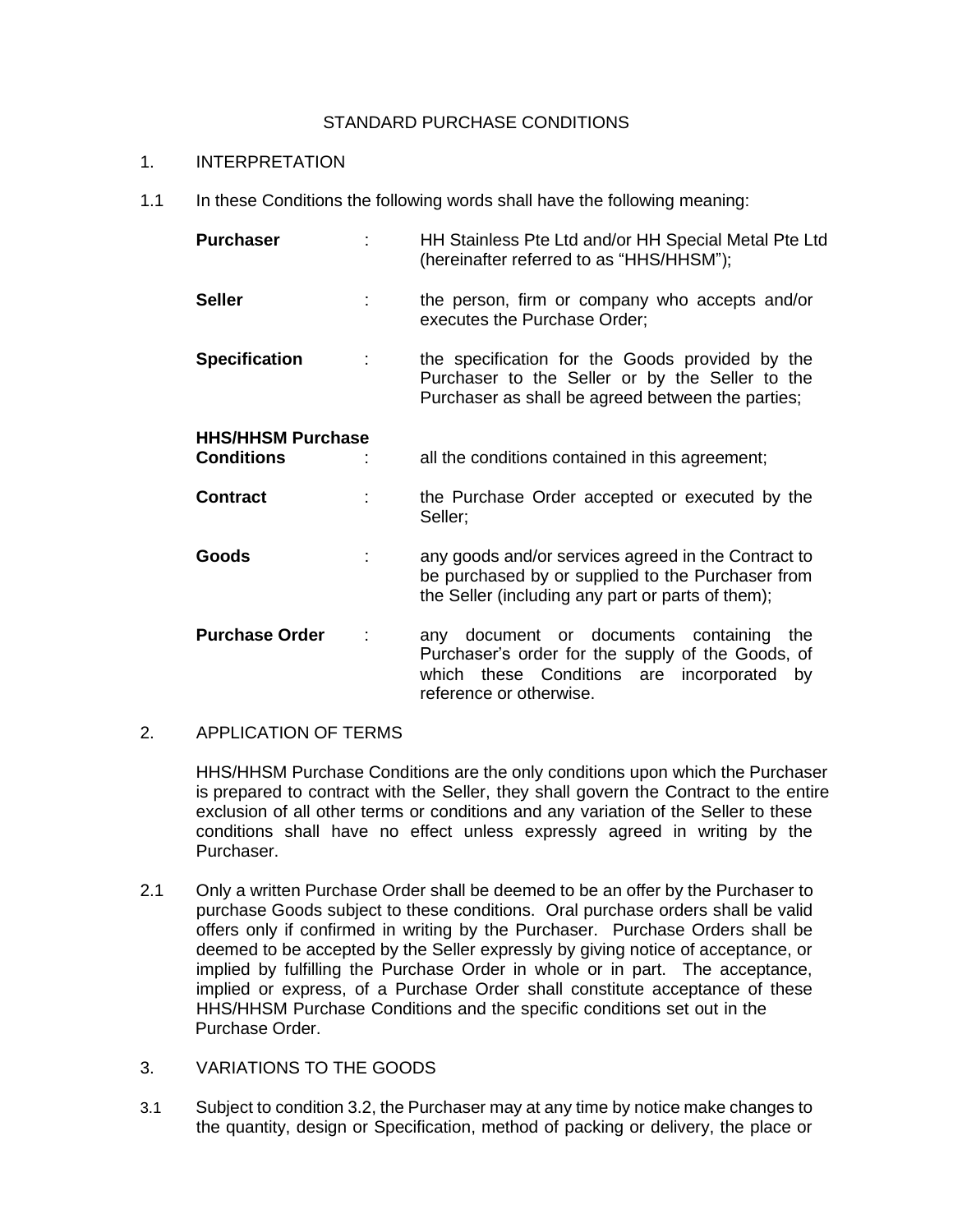# STANDARD PURCHASE CONDITIONS

## 1. INTERPRETATION

1.1 In these Conditions the following words shall have the following meaning:

| | | |
|---|---|---|
| **Purchaser** | : | HH Stainless Pte Ltd and/or HH Special Metal Pte Ltd (hereinafter referred to as "HHS/HHSM"); |
| **Seller** | : | the person, firm or company who accepts and/or executes the Purchase Order; |
| **Specification** | : | the specification for the Goods provided by the Purchaser to the Seller or by the Seller to the Purchaser as shall be agreed between the parties; |
| **HHS/HHSM Purchase Conditions** | : | all the conditions contained in this agreement; |
| **Contract** | : | the Purchase Order accepted or executed by the Seller; |
| **Goods** | : | any goods and/or services agreed in the Contract to be purchased by or supplied to the Purchaser from the Seller (including any part or parts of them); |
| **Purchase Order** | : | any document or documents containing the Purchaser's order for the supply of the Goods, of which these Conditions are incorporated by reference or otherwise. |

## 2. APPLICATION OF TERMS

HHS/HHSM Purchase Conditions are the only conditions upon which the Purchaser is prepared to contract with the Seller, they shall govern the Contract to the entire exclusion of all other terms or conditions and any variation of the Seller to these conditions shall have no effect unless expressly agreed in writing by the Purchaser.

2.1 Only a written Purchase Order shall be deemed to be an offer by the Purchaser to purchase Goods subject to these conditions. Oral purchase orders shall be valid offers only if confirmed in writing by the Purchaser. Purchase Orders shall be deemed to be accepted by the Seller expressly by giving notice of acceptance, or implied by fulfilling the Purchase Order in whole or in part. The acceptance, implied or express, of a Purchase Order shall constitute acceptance of these HHS/HHSM Purchase Conditions and the specific conditions set out in the Purchase Order.

## 3. VARIATIONS TO THE GOODS

3.1 Subject to condition 3.2, the Purchaser may at any time by notice make changes to the quantity, design or Specification, method of packing or delivery, the place or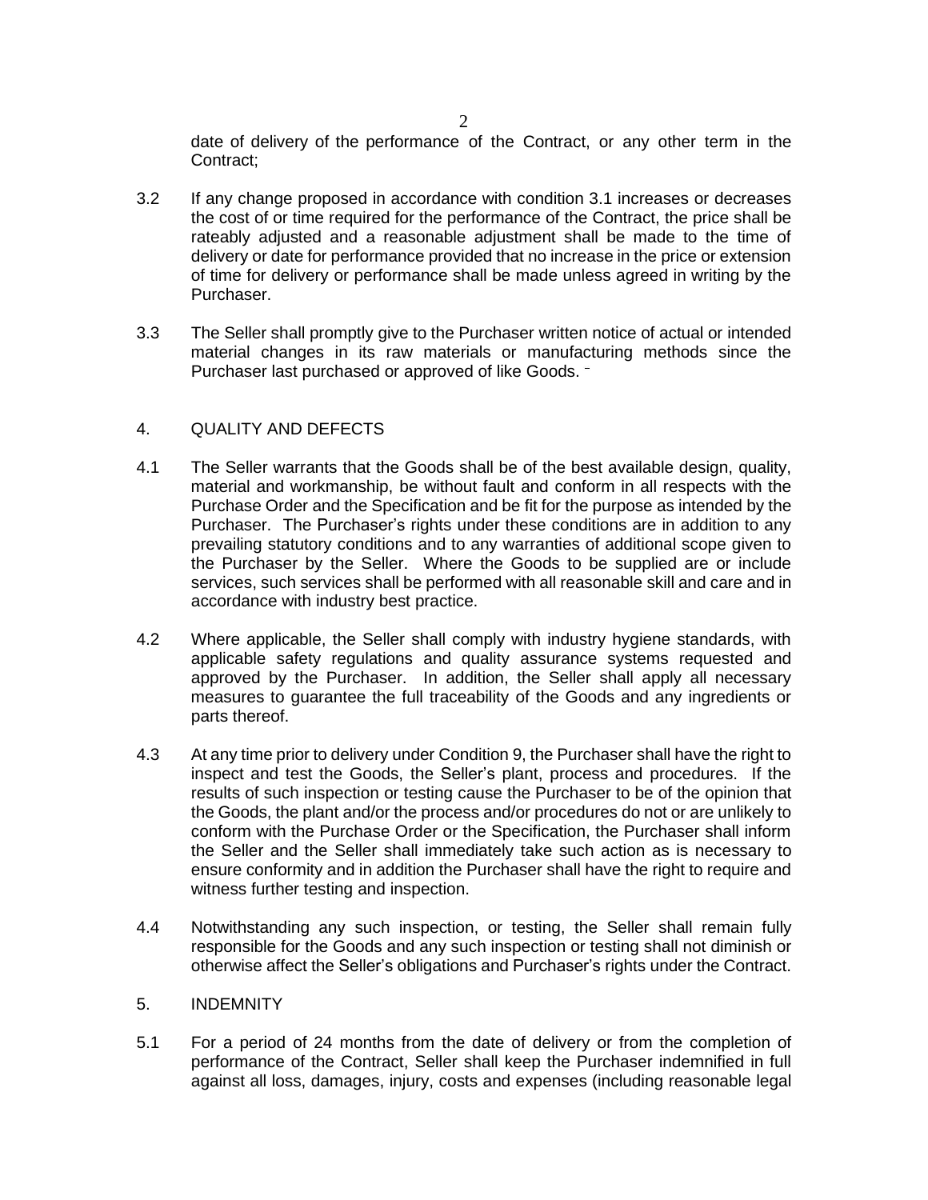date of delivery of the performance of the Contract, or any other term in the Contract;

3.2 If any change proposed in accordance with condition 3.1 increases or decreases the cost of or time required for the performance of the Contract, the price shall be rateably adjusted and a reasonable adjustment shall be made to the time of delivery or date for performance provided that no increase in the price or extension of time for delivery or performance shall be made unless agreed in writing by the Purchaser.

3.3 The Seller shall promptly give to the Purchaser written notice of actual or intended material changes in its raw materials or manufacturing methods since the Purchaser last purchased or approved of like Goods.

## 4. QUALITY AND DEFECTS

4.1 The Seller warrants that the Goods shall be of the best available design, quality, material and workmanship, be without fault and conform in all respects with the Purchase Order and the Specification and be fit for the purpose as intended by the Purchaser. The Purchaser's rights under these conditions are in addition to any prevailing statutory conditions and to any warranties of additional scope given to the Purchaser by the Seller. Where the Goods to be supplied are or include services, such services shall be performed with all reasonable skill and care and in accordance with industry best practice.

4.2 Where applicable, the Seller shall comply with industry hygiene standards, with applicable safety regulations and quality assurance systems requested and approved by the Purchaser. In addition, the Seller shall apply all necessary measures to guarantee the full traceability of the Goods and any ingredients or parts thereof.

4.3 At any time prior to delivery under Condition 9, the Purchaser shall have the right to inspect and test the Goods, the Seller's plant, process and procedures. If the results of such inspection or testing cause the Purchaser to be of the opinion that the Goods, the plant and/or the process and/or procedures do not or are unlikely to conform with the Purchase Order or the Specification, the Purchaser shall inform the Seller and the Seller shall immediately take such action as is necessary to ensure conformity and in addition the Purchaser shall have the right to require and witness further testing and inspection.

4.4 Notwithstanding any such inspection, or testing, the Seller shall remain fully responsible for the Goods and any such inspection or testing shall not diminish or otherwise affect the Seller's obligations and Purchaser's rights under the Contract.

## 5. INDEMNITY

5.1 For a period of 24 months from the date of delivery or from the completion of performance of the Contract, Seller shall keep the Purchaser indemnified in full against all loss, damages, injury, costs and expenses (including reasonable legal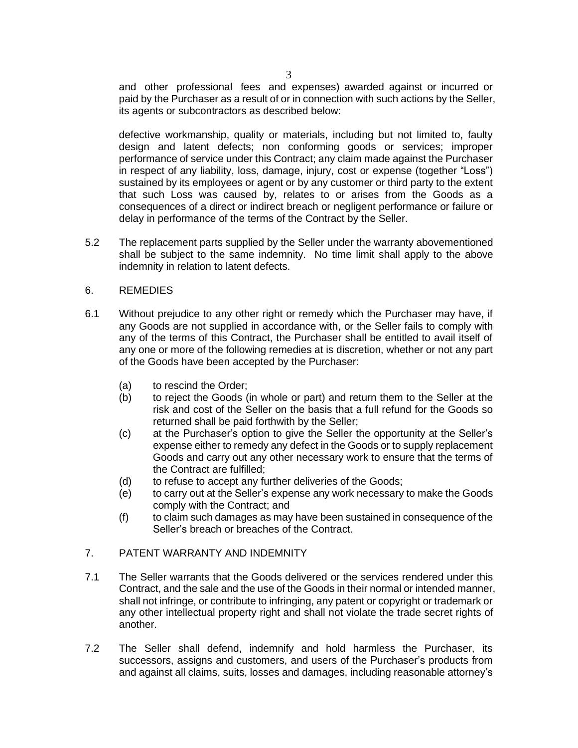and other professional fees and expenses) awarded against or incurred or paid by the Purchaser as a result of or in connection with such actions by the Seller, its agents or subcontractors as described below:

defective workmanship, quality or materials, including but not limited to, faulty design and latent defects; non conforming goods or services; improper performance of service under this Contract; any claim made against the Purchaser in respect of any liability, loss, damage, injury, cost or expense (together "Loss") sustained by its employees or agent or by any customer or third party to the extent that such Loss was caused by, relates to or arises from the Goods as a consequences of a direct or indirect breach or negligent performance or failure or delay in performance of the terms of the Contract by the Seller.

5.2 The replacement parts supplied by the Seller under the warranty abovementioned shall be subject to the same indemnity. No time limit shall apply to the above indemnity in relation to latent defects.

## 6. REMEDIES

6.1 Without prejudice to any other right or remedy which the Purchaser may have, if any Goods are not supplied in accordance with, or the Seller fails to comply with any of the terms of this Contract, the Purchaser shall be entitled to avail itself of any one or more of the following remedies at is discretion, whether or not any part of the Goods have been accepted by the Purchaser:

(a) to rescind the Order;
(b) to reject the Goods (in whole or part) and return them to the Seller at the risk and cost of the Seller on the basis that a full refund for the Goods so returned shall be paid forthwith by the Seller;
(c) at the Purchaser's option to give the Seller the opportunity at the Seller's expense either to remedy any defect in the Goods or to supply replacement Goods and carry out any other necessary work to ensure that the terms of the Contract are fulfilled;
(d) to refuse to accept any further deliveries of the Goods;
(e) to carry out at the Seller's expense any work necessary to make the Goods comply with the Contract; and
(f) to claim such damages as may have been sustained in consequence of the Seller's breach or breaches of the Contract.

## 7. PATENT WARRANTY AND INDEMNITY

7.1 The Seller warrants that the Goods delivered or the services rendered under this Contract, and the sale and the use of the Goods in their normal or intended manner, shall not infringe, or contribute to infringing, any patent or copyright or trademark or any other intellectual property right and shall not violate the trade secret rights of another.

7.2 The Seller shall defend, indemnify and hold harmless the Purchaser, its successors, assigns and customers, and users of the Purchaser's products from and against all claims, suits, losses and damages, including reasonable attorney's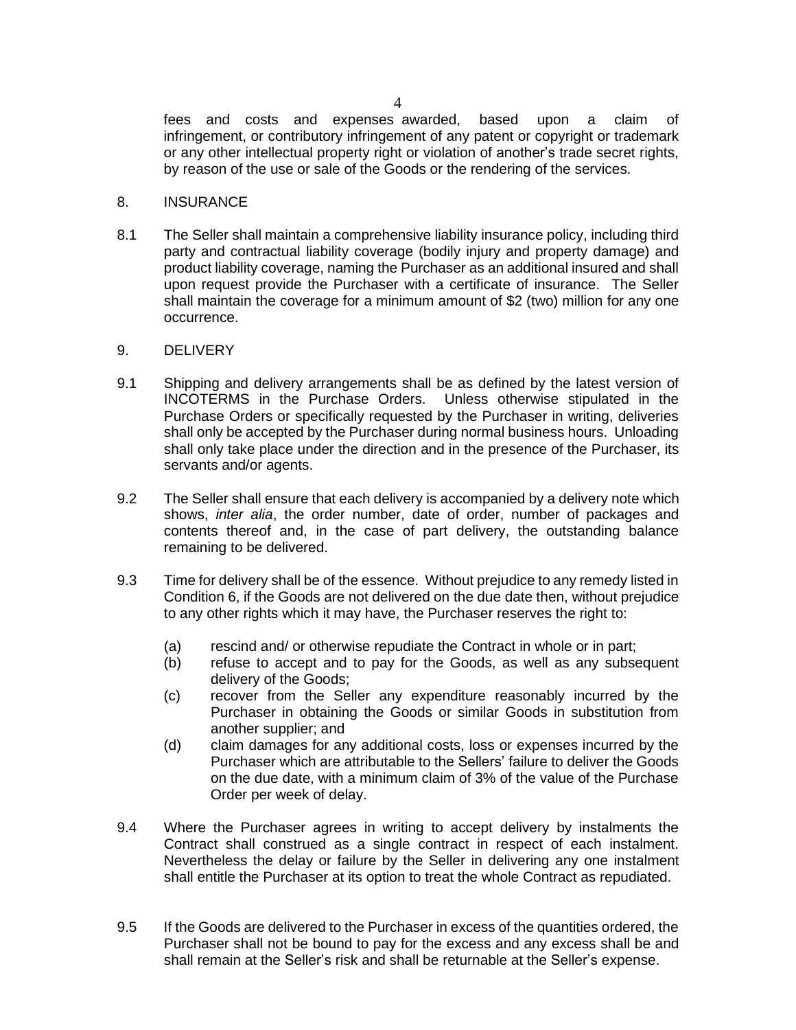fees and costs and expenses awarded, based upon a claim of infringement, or contributory infringement of any patent or copyright or trademark or any other intellectual property right or violation of another's trade secret rights, by reason of the use or sale of the Goods or the rendering of the services.

## 8. INSURANCE

8.1 The Seller shall maintain a comprehensive liability insurance policy, including third party and contractual liability coverage (bodily injury and property damage) and product liability coverage, naming the Purchaser as an additional insured and shall upon request provide the Purchaser with a certificate of insurance. The Seller shall maintain the coverage for a minimum amount of $2 (two) million for any one occurrence.

## 9. DELIVERY

9.1 Shipping and delivery arrangements shall be as defined by the latest version of INCOTERMS in the Purchase Orders. Unless otherwise stipulated in the Purchase Orders or specifically requested by the Purchaser in writing, deliveries shall only be accepted by the Purchaser during normal business hours. Unloading shall only take place under the direction and in the presence of the Purchaser, its servants and/or agents.

9.2 The Seller shall ensure that each delivery is accompanied by a delivery note which shows, *inter alia*, the order number, date of order, number of packages and contents thereof and, in the case of part delivery, the outstanding balance remaining to be delivered.

9.3 Time for delivery shall be of the essence. Without prejudice to any remedy listed in Condition 6, if the Goods are not delivered on the due date then, without prejudice to any other rights which it may have, the Purchaser reserves the right to:

- (a) rescind and/ or otherwise repudiate the Contract in whole or in part;
- (b) refuse to accept and to pay for the Goods, as well as any subsequent delivery of the Goods;
- (c) recover from the Seller any expenditure reasonably incurred by the Purchaser in obtaining the Goods or similar Goods in substitution from another supplier; and
- (d) claim damages for any additional costs, loss or expenses incurred by the Purchaser which are attributable to the Sellers' failure to deliver the Goods on the due date, with a minimum claim of 3% of the value of the Purchase Order per week of delay.

9.4 Where the Purchaser agrees in writing to accept delivery by instalments the Contract shall construed as a single contract in respect of each instalment. Nevertheless the delay or failure by the Seller in delivering any one instalment shall entitle the Purchaser at its option to treat the whole Contract as repudiated.

9.5 If the Goods are delivered to the Purchaser in excess of the quantities ordered, the Purchaser shall not be bound to pay for the excess and any excess shall be and shall remain at the Seller's risk and shall be returnable at the Seller's expense.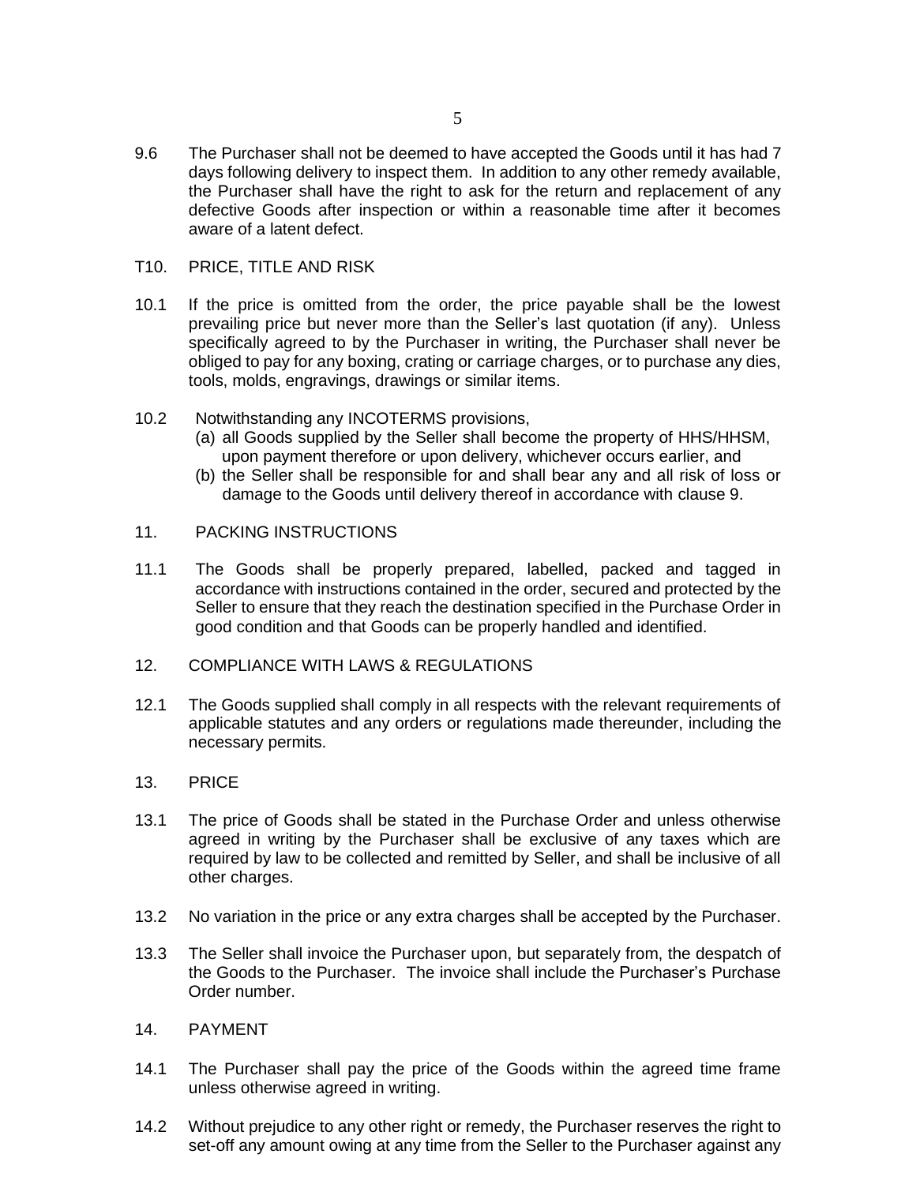9.6 The Purchaser shall not be deemed to have accepted the Goods until it has had 7 days following delivery to inspect them. In addition to any other remedy available, the Purchaser shall have the right to ask for the return and replacement of any defective Goods after inspection or within a reasonable time after it becomes aware of a latent defect.

## T10. PRICE, TITLE AND RISK

10.1 If the price is omitted from the order, the price payable shall be the lowest prevailing price but never more than the Seller's last quotation (if any). Unless specifically agreed to by the Purchaser in writing, the Purchaser shall never be obliged to pay for any boxing, crating or carriage charges, or to purchase any dies, tools, molds, engravings, drawings or similar items.

10.2 Notwithstanding any INCOTERMS provisions,

(a) all Goods supplied by the Seller shall become the property of HHS/HHSM, upon payment therefore or upon delivery, whichever occurs earlier, and

(b) the Seller shall be responsible for and shall bear any and all risk of loss or damage to the Goods until delivery thereof in accordance with clause 9.

## 11. PACKING INSTRUCTIONS

11.1 The Goods shall be properly prepared, labelled, packed and tagged in accordance with instructions contained in the order, secured and protected by the Seller to ensure that they reach the destination specified in the Purchase Order in good condition and that Goods can be properly handled and identified.

## 12. COMPLIANCE WITH LAWS & REGULATIONS

12.1 The Goods supplied shall comply in all respects with the relevant requirements of applicable statutes and any orders or regulations made thereunder, including the necessary permits.

## 13. PRICE

13.1 The price of Goods shall be stated in the Purchase Order and unless otherwise agreed in writing by the Purchaser shall be exclusive of any taxes which are required by law to be collected and remitted by Seller, and shall be inclusive of all other charges.

13.2 No variation in the price or any extra charges shall be accepted by the Purchaser.

13.3 The Seller shall invoice the Purchaser upon, but separately from, the despatch of the Goods to the Purchaser. The invoice shall include the Purchaser's Purchase Order number.

## 14. PAYMENT

14.1 The Purchaser shall pay the price of the Goods within the agreed time frame unless otherwise agreed in writing.

14.2 Without prejudice to any other right or remedy, the Purchaser reserves the right to set-off any amount owing at any time from the Seller to the Purchaser against any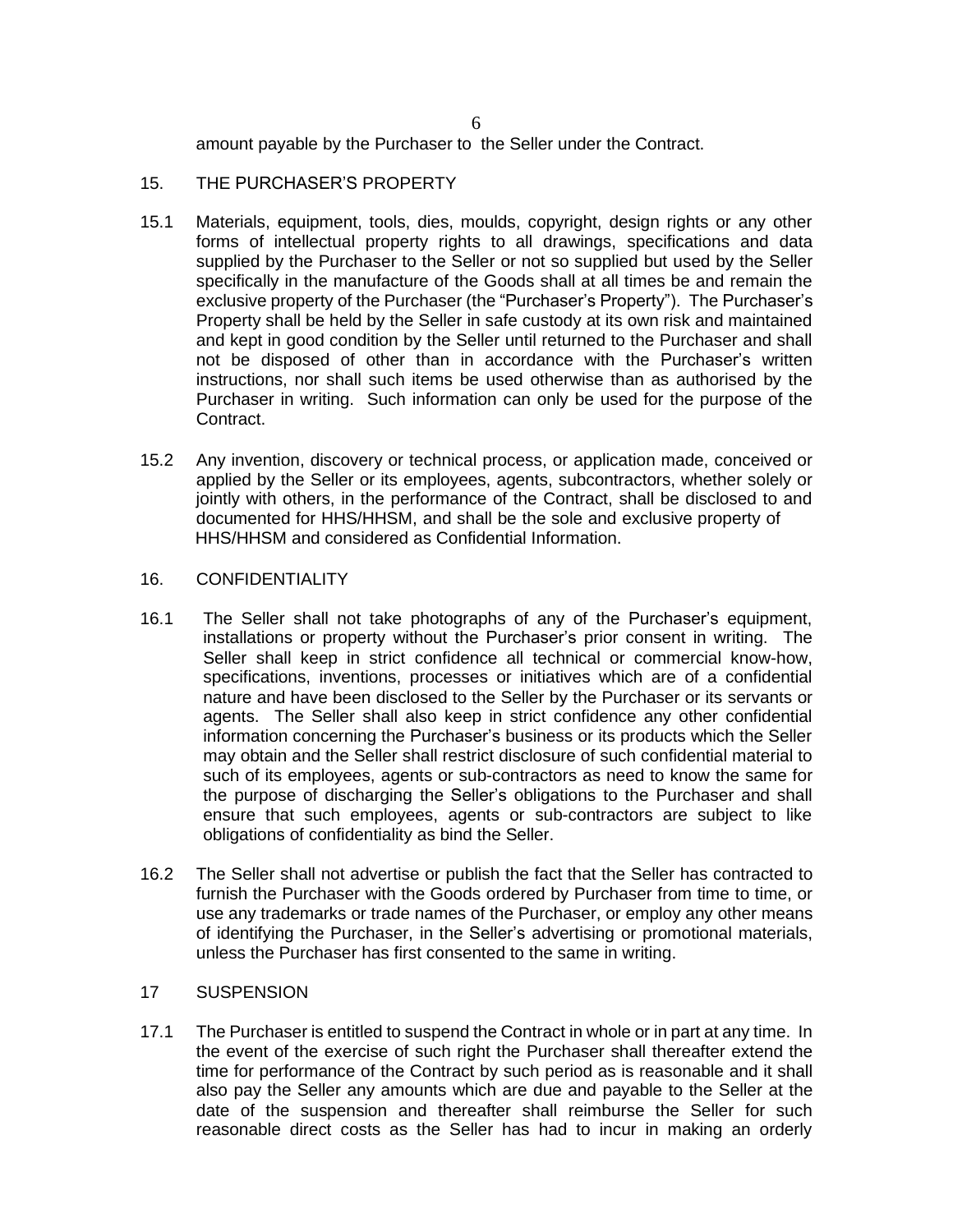amount payable by the Purchaser to the Seller under the Contract.

15. THE PURCHASER'S PROPERTY

15.1 Materials, equipment, tools, dies, moulds, copyright, design rights or any other forms of intellectual property rights to all drawings, specifications and data supplied by the Purchaser to the Seller or not so supplied but used by the Seller specifically in the manufacture of the Goods shall at all times be and remain the exclusive property of the Purchaser (the "Purchaser's Property"). The Purchaser's Property shall be held by the Seller in safe custody at its own risk and maintained and kept in good condition by the Seller until returned to the Purchaser and shall not be disposed of other than in accordance with the Purchaser's written instructions, nor shall such items be used otherwise than as authorised by the Purchaser in writing. Such information can only be used for the purpose of the Contract.

15.2 Any invention, discovery or technical process, or application made, conceived or applied by the Seller or its employees, agents, subcontractors, whether solely or jointly with others, in the performance of the Contract, shall be disclosed to and documented for HHS/HHSM, and shall be the sole and exclusive property of HHS/HHSM and considered as Confidential Information.

16. CONFIDENTIALITY

16.1 The Seller shall not take photographs of any of the Purchaser's equipment, installations or property without the Purchaser's prior consent in writing. The Seller shall keep in strict confidence all technical or commercial know-how, specifications, inventions, processes or initiatives which are of a confidential nature and have been disclosed to the Seller by the Purchaser or its servants or agents. The Seller shall also keep in strict confidence any other confidential information concerning the Purchaser's business or its products which the Seller may obtain and the Seller shall restrict disclosure of such confidential material to such of its employees, agents or sub-contractors as need to know the same for the purpose of discharging the Seller's obligations to the Purchaser and shall ensure that such employees, agents or sub-contractors are subject to like obligations of confidentiality as bind the Seller.

16.2 The Seller shall not advertise or publish the fact that the Seller has contracted to furnish the Purchaser with the Goods ordered by Purchaser from time to time, or use any trademarks or trade names of the Purchaser, or employ any other means of identifying the Purchaser, in the Seller's advertising or promotional materials, unless the Purchaser has first consented to the same in writing.

17 SUSPENSION

17.1 The Purchaser is entitled to suspend the Contract in whole or in part at any time. In the event of the exercise of such right the Purchaser shall thereafter extend the time for performance of the Contract by such period as is reasonable and it shall also pay the Seller any amounts which are due and payable to the Seller at the date of the suspension and thereafter shall reimburse the Seller for such reasonable direct costs as the Seller has had to incur in making an orderly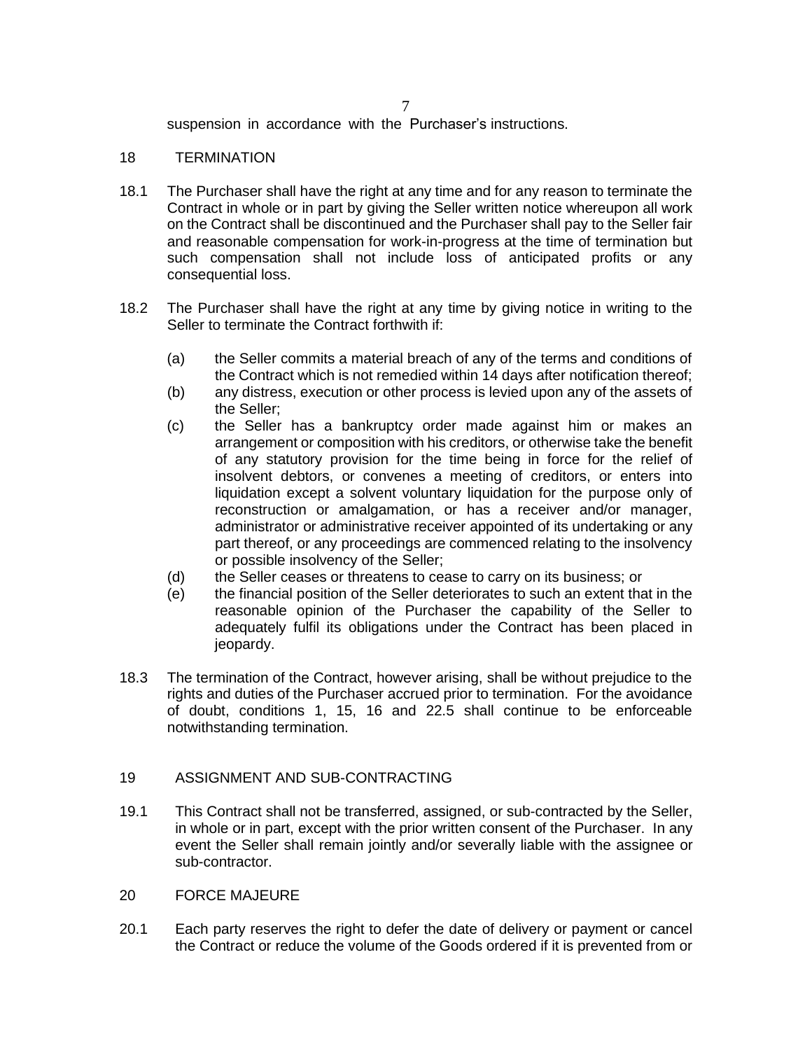suspension in accordance with the Purchaser's instructions.

## 18 TERMINATION

18.1 The Purchaser shall have the right at any time and for any reason to terminate the Contract in whole or in part by giving the Seller written notice whereupon all work on the Contract shall be discontinued and the Purchaser shall pay to the Seller fair and reasonable compensation for work-in-progress at the time of termination but such compensation shall not include loss of anticipated profits or any consequential loss.

18.2 The Purchaser shall have the right at any time by giving notice in writing to the Seller to terminate the Contract forthwith if:

(a) the Seller commits a material breach of any of the terms and conditions of the Contract which is not remedied within 14 days after notification thereof;

(b) any distress, execution or other process is levied upon any of the assets of the Seller;

(c) the Seller has a bankruptcy order made against him or makes an arrangement or composition with his creditors, or otherwise take the benefit of any statutory provision for the time being in force for the relief of insolvent debtors, or convenes a meeting of creditors, or enters into liquidation except a solvent voluntary liquidation for the purpose only of reconstruction or amalgamation, or has a receiver and/or manager, administrator or administrative receiver appointed of its undertaking or any part thereof, or any proceedings are commenced relating to the insolvency or possible insolvency of the Seller;

(d) the Seller ceases or threatens to cease to carry on its business; or

(e) the financial position of the Seller deteriorates to such an extent that in the reasonable opinion of the Purchaser the capability of the Seller to adequately fulfil its obligations under the Contract has been placed in jeopardy.

18.3 The termination of the Contract, however arising, shall be without prejudice to the rights and duties of the Purchaser accrued prior to termination. For the avoidance of doubt, conditions 1, 15, 16 and 22.5 shall continue to be enforceable notwithstanding termination.

## 19 ASSIGNMENT AND SUB-CONTRACTING

19.1 This Contract shall not be transferred, assigned, or sub-contracted by the Seller, in whole or in part, except with the prior written consent of the Purchaser. In any event the Seller shall remain jointly and/or severally liable with the assignee or sub-contractor.

## 20 FORCE MAJEURE

20.1 Each party reserves the right to defer the date of delivery or payment or cancel the Contract or reduce the volume of the Goods ordered if it is prevented from or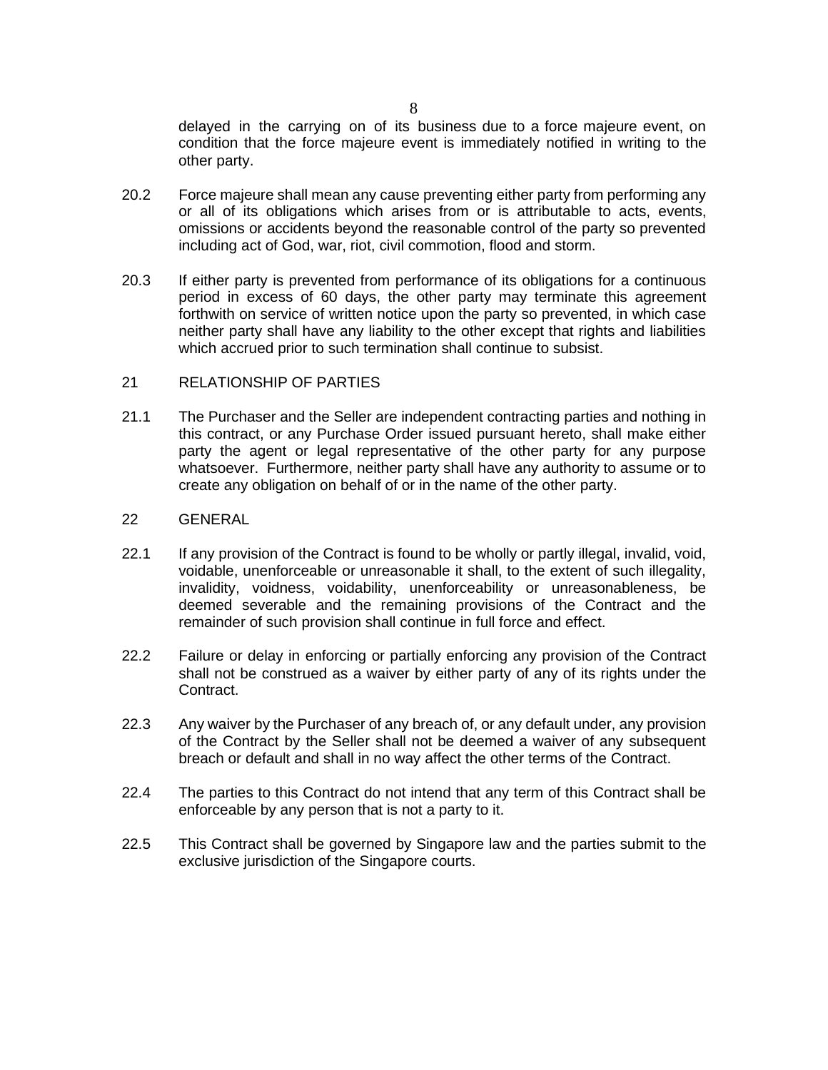delayed in the carrying on of its business due to a force majeure event, on condition that the force majeure event is immediately notified in writing to the other party.

20.2 Force majeure shall mean any cause preventing either party from performing any or all of its obligations which arises from or is attributable to acts, events, omissions or accidents beyond the reasonable control of the party so prevented including act of God, war, riot, civil commotion, flood and storm.

20.3 If either party is prevented from performance of its obligations for a continuous period in excess of 60 days, the other party may terminate this agreement forthwith on service of written notice upon the party so prevented, in which case neither party shall have any liability to the other except that rights and liabilities which accrued prior to such termination shall continue to subsist.

## 21 RELATIONSHIP OF PARTIES

21.1 The Purchaser and the Seller are independent contracting parties and nothing in this contract, or any Purchase Order issued pursuant hereto, shall make either party the agent or legal representative of the other party for any purpose whatsoever. Furthermore, neither party shall have any authority to assume or to create any obligation on behalf of or in the name of the other party.

## 22 GENERAL

22.1 If any provision of the Contract is found to be wholly or partly illegal, invalid, void, voidable, unenforceable or unreasonable it shall, to the extent of such illegality, invalidity, voidness, voidability, unenforceability or unreasonableness, be deemed severable and the remaining provisions of the Contract and the remainder of such provision shall continue in full force and effect.

22.2 Failure or delay in enforcing or partially enforcing any provision of the Contract shall not be construed as a waiver by either party of any of its rights under the Contract.

22.3 Any waiver by the Purchaser of any breach of, or any default under, any provision of the Contract by the Seller shall not be deemed a waiver of any subsequent breach or default and shall in no way affect the other terms of the Contract.

22.4 The parties to this Contract do not intend that any term of this Contract shall be enforceable by any person that is not a party to it.

22.5 This Contract shall be governed by Singapore law and the parties submit to the exclusive jurisdiction of the Singapore courts.